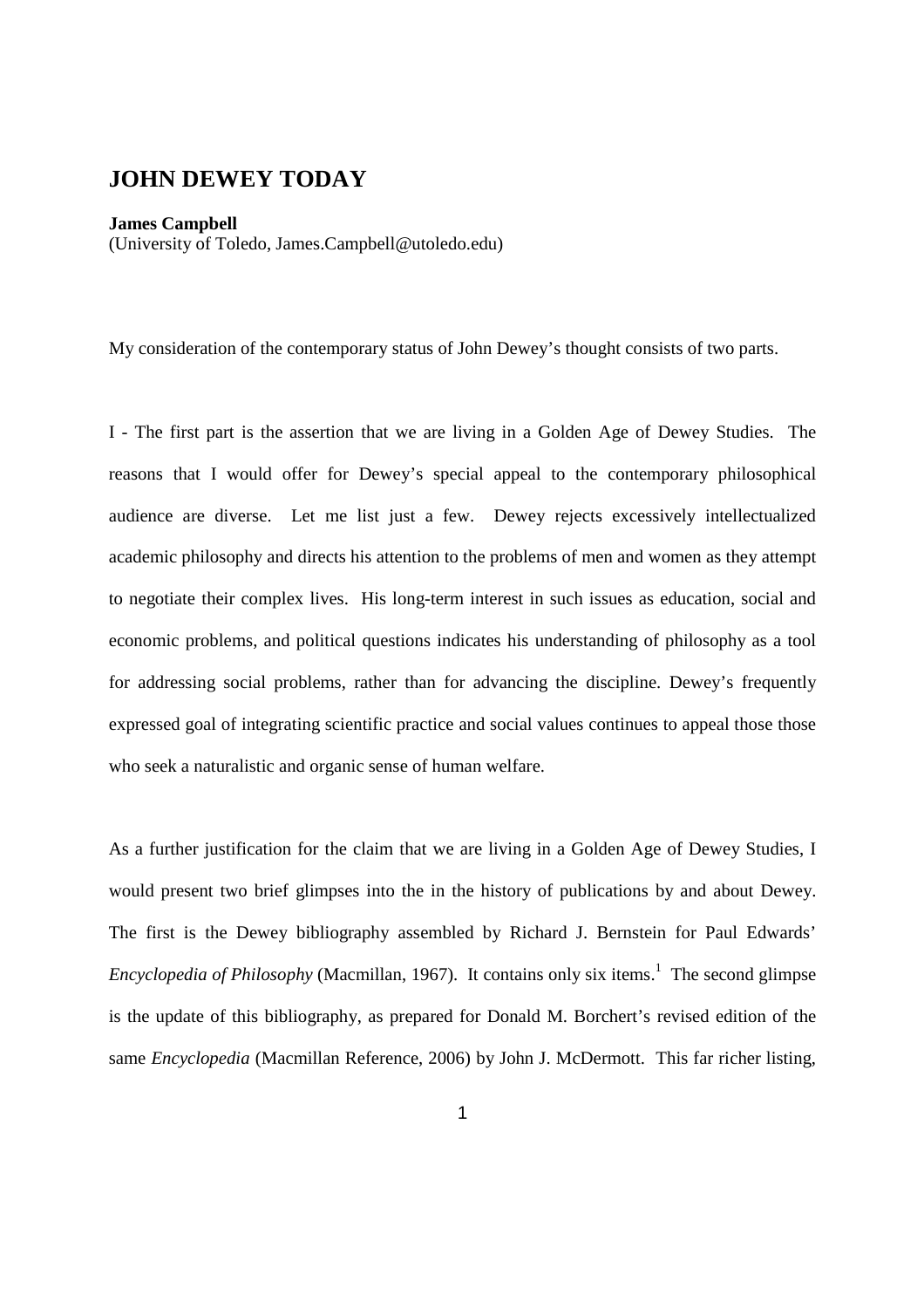# JOHN DEWEY TODAY

**James Campbell**
(University of Toledo, James.Campbell@utoledo.edu)

My consideration of the contemporary status of John Dewey's thought consists of two parts.

I - The first part is the assertion that we are living in a Golden Age of Dewey Studies. The reasons that I would offer for Dewey's special appeal to the contemporary philosophical audience are diverse. Let me list just a few. Dewey rejects excessively intellectualized academic philosophy and directs his attention to the problems of men and women as they attempt to negotiate their complex lives. His long-term interest in such issues as education, social and economic problems, and political questions indicates his understanding of philosophy as a tool for addressing social problems, rather than for advancing the discipline. Dewey's frequently expressed goal of integrating scientific practice and social values continues to appeal those those who seek a naturalistic and organic sense of human welfare.

As a further justification for the claim that we are living in a Golden Age of Dewey Studies, I would present two brief glimpses into the in the history of publications by and about Dewey. The first is the Dewey bibliography assembled by Richard J. Bernstein for Paul Edwards' *Encyclopedia of Philosophy* (Macmillan, 1967). It contains only six items.[1] The second glimpse is the update of this bibliography, as prepared for Donald M. Borchert's revised edition of the same *Encyclopedia* (Macmillan Reference, 2006) by John J. McDermott. This far richer listing,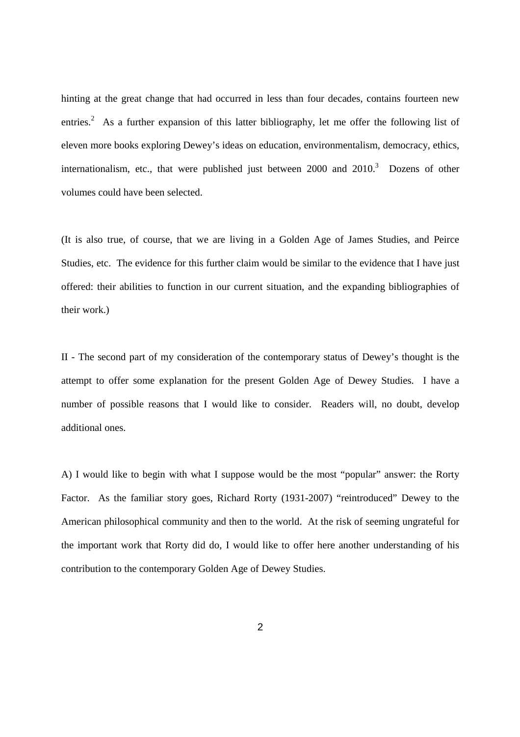hinting at the great change that had occurred in less than four decades, contains fourteen new entries.[2] As a further expansion of this latter bibliography, let me offer the following list of eleven more books exploring Dewey's ideas on education, environmentalism, democracy, ethics, internationalism, etc., that were published just between 2000 and 2010.[3] Dozens of other volumes could have been selected.

(It is also true, of course, that we are living in a Golden Age of James Studies, and Peirce Studies, etc. The evidence for this further claim would be similar to the evidence that I have just offered: their abilities to function in our current situation, and the expanding bibliographies of their work.)

II - The second part of my consideration of the contemporary status of Dewey's thought is the attempt to offer some explanation for the present Golden Age of Dewey Studies. I have a number of possible reasons that I would like to consider. Readers will, no doubt, develop additional ones.

A) I would like to begin with what I suppose would be the most "popular" answer: the Rorty Factor. As the familiar story goes, Richard Rorty (1931-2007) "reintroduced" Dewey to the American philosophical community and then to the world. At the risk of seeming ungrateful for the important work that Rorty did do, I would like to offer here another understanding of his contribution to the contemporary Golden Age of Dewey Studies.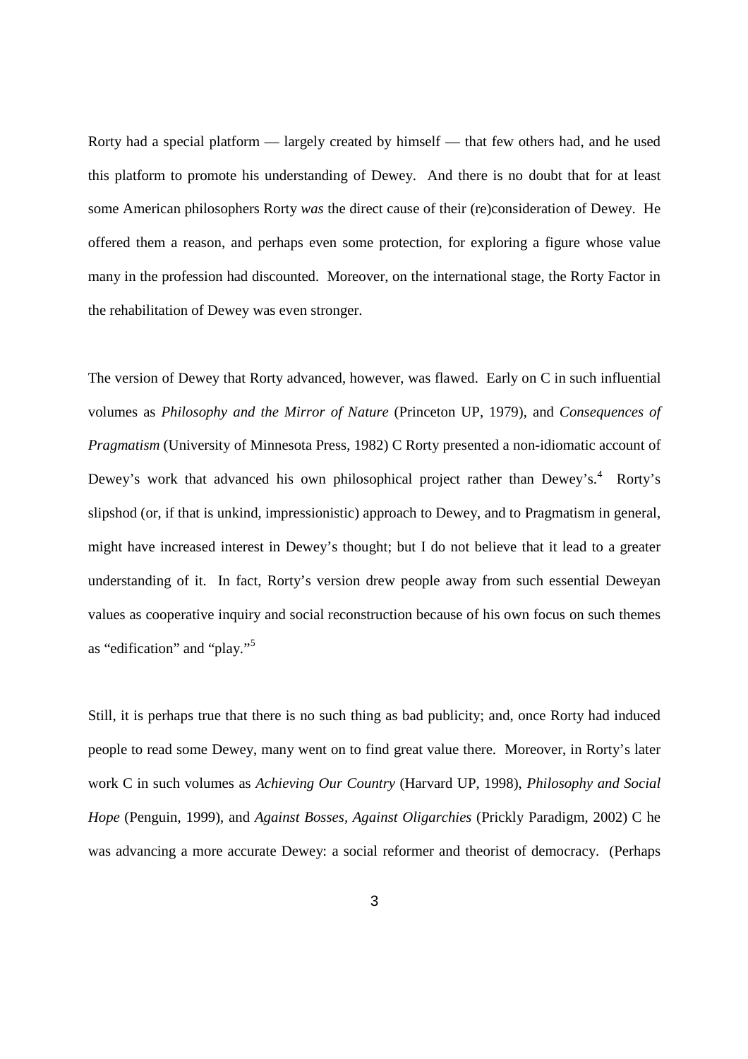Rorty had a special platform — largely created by himself — that few others had, and he used this platform to promote his understanding of Dewey. And there is no doubt that for at least some American philosophers Rorty *was* the direct cause of their (re)consideration of Dewey. He offered them a reason, and perhaps even some protection, for exploring a figure whose value many in the profession had discounted. Moreover, on the international stage, the Rorty Factor in the rehabilitation of Dewey was even stronger.

The version of Dewey that Rorty advanced, however, was flawed. Early on C in such influential volumes as *Philosophy and the Mirror of Nature* (Princeton UP, 1979), and *Consequences of Pragmatism* (University of Minnesota Press, 1982) C Rorty presented a non-idiomatic account of Dewey's work that advanced his own philosophical project rather than Dewey's.[4] Rorty's slipshod (or, if that is unkind, impressionistic) approach to Dewey, and to Pragmatism in general, might have increased interest in Dewey's thought; but I do not believe that it lead to a greater understanding of it. In fact, Rorty's version drew people away from such essential Deweyan values as cooperative inquiry and social reconstruction because of his own focus on such themes as "edification" and "play."[5]

Still, it is perhaps true that there is no such thing as bad publicity; and, once Rorty had induced people to read some Dewey, many went on to find great value there. Moreover, in Rorty's later work C in such volumes as *Achieving Our Country* (Harvard UP, 1998), *Philosophy and Social Hope* (Penguin, 1999), and *Against Bosses, Against Oligarchies* (Prickly Paradigm, 2002) C he was advancing a more accurate Dewey: a social reformer and theorist of democracy. (Perhaps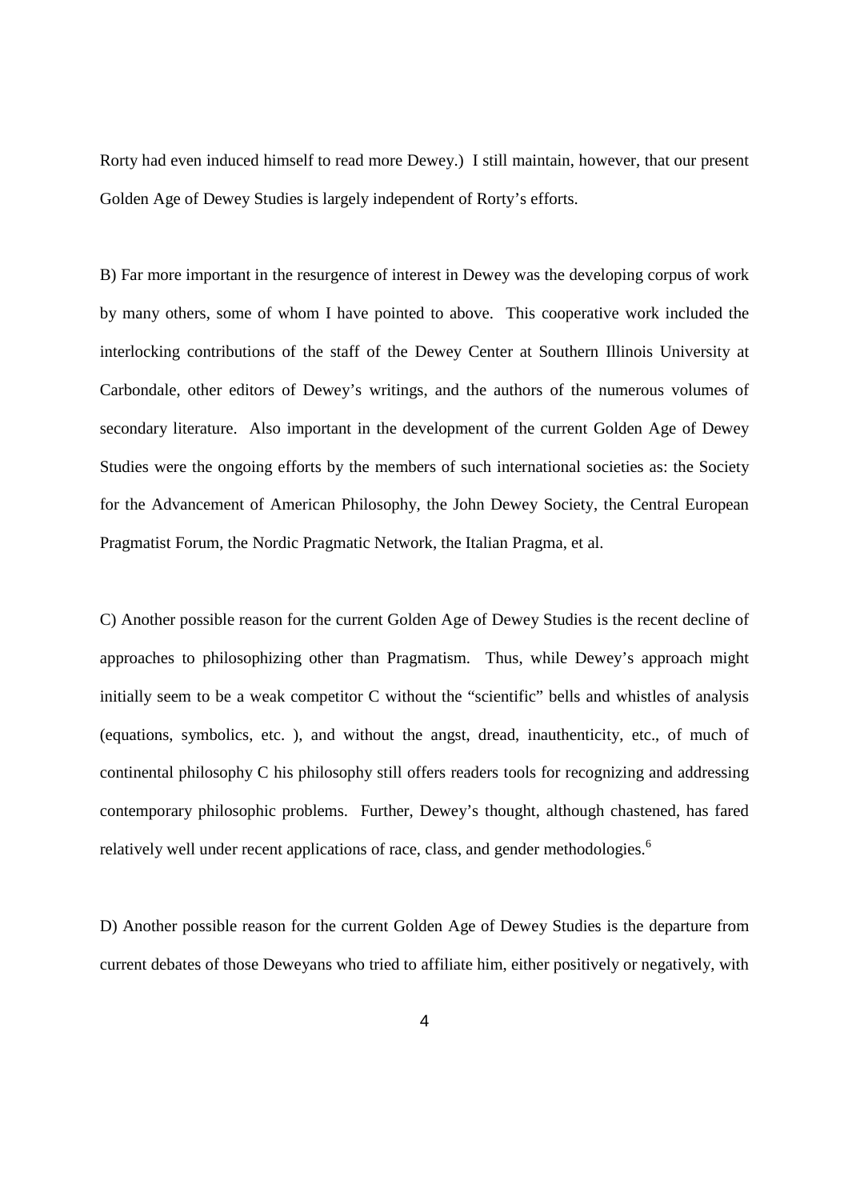Rorty had even induced himself to read more Dewey.) I still maintain, however, that our present Golden Age of Dewey Studies is largely independent of Rorty's efforts.

B) Far more important in the resurgence of interest in Dewey was the developing corpus of work by many others, some of whom I have pointed to above. This cooperative work included the interlocking contributions of the staff of the Dewey Center at Southern Illinois University at Carbondale, other editors of Dewey's writings, and the authors of the numerous volumes of secondary literature. Also important in the development of the current Golden Age of Dewey Studies were the ongoing efforts by the members of such international societies as: the Society for the Advancement of American Philosophy, the John Dewey Society, the Central European Pragmatist Forum, the Nordic Pragmatic Network, the Italian Pragma, et al.

C) Another possible reason for the current Golden Age of Dewey Studies is the recent decline of approaches to philosophizing other than Pragmatism. Thus, while Dewey's approach might initially seem to be a weak competitor C without the "scientific" bells and whistles of analysis (equations, symbolics, etc. ), and without the angst, dread, inauthenticity, etc., of much of continental philosophy C his philosophy still offers readers tools for recognizing and addressing contemporary philosophic problems. Further, Dewey's thought, although chastened, has fared relatively well under recent applications of race, class, and gender methodologies.[6]

D) Another possible reason for the current Golden Age of Dewey Studies is the departure from current debates of those Deweyans who tried to affiliate him, either positively or negatively, with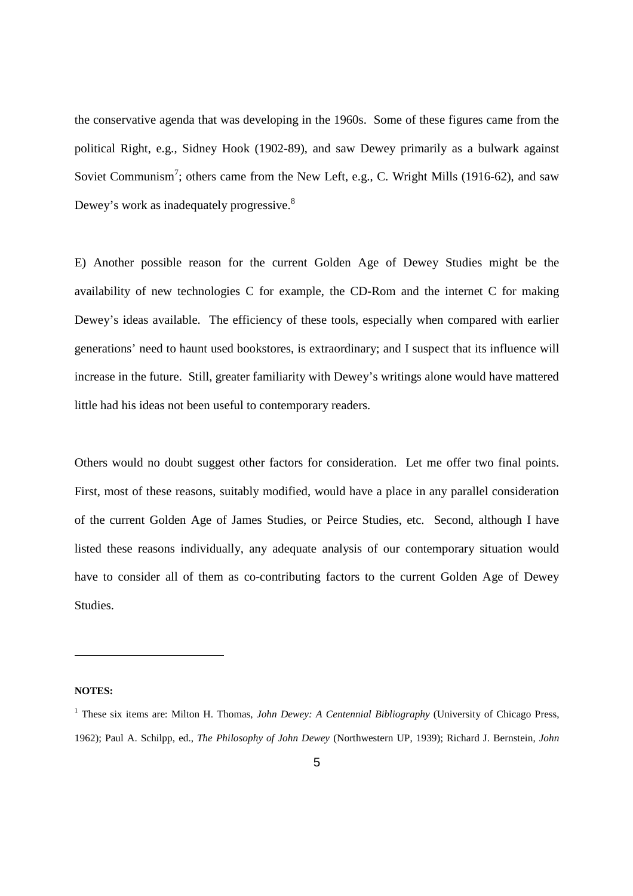the conservative agenda that was developing in the 1960s. Some of these figures came from the political Right, e.g., Sidney Hook (1902-89), and saw Dewey primarily as a bulwark against Soviet Communism[7]; others came from the New Left, e.g., C. Wright Mills (1916-62), and saw Dewey's work as inadequately progressive.[8]

E) Another possible reason for the current Golden Age of Dewey Studies might be the availability of new technologies C for example, the CD-Rom and the internet C for making Dewey's ideas available. The efficiency of these tools, especially when compared with earlier generations' need to haunt used bookstores, is extraordinary; and I suspect that its influence will increase in the future. Still, greater familiarity with Dewey's writings alone would have mattered little had his ideas not been useful to contemporary readers.

Others would no doubt suggest other factors for consideration. Let me offer two final points. First, most of these reasons, suitably modified, would have a place in any parallel consideration of the current Golden Age of James Studies, or Peirce Studies, etc. Second, although I have listed these reasons individually, any adequate analysis of our contemporary situation would have to consider all of them as co-contributing factors to the current Golden Age of Dewey Studies.

---

**NOTES:**

[1] These six items are: Milton H. Thomas, *John Dewey: A Centennial Bibliography* (University of Chicago Press, 1962); Paul A. Schilpp, ed., *The Philosophy of John Dewey* (Northwestern UP, 1939); Richard J. Bernstein, *John*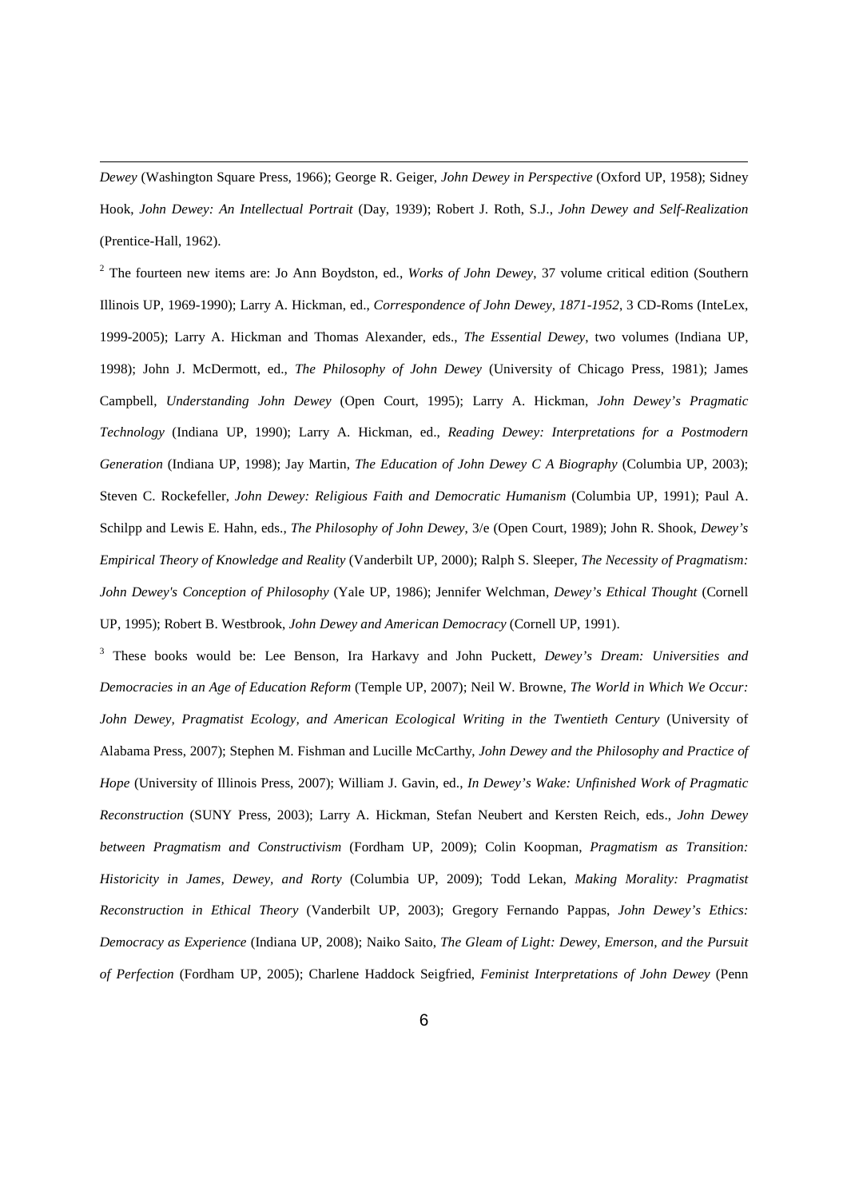*Dewey* (Washington Square Press, 1966); George R. Geiger, *John Dewey in Perspective* (Oxford UP, 1958); Sidney Hook, *John Dewey: An Intellectual Portrait* (Day, 1939); Robert J. Roth, S.J., *John Dewey and Self-Realization* (Prentice-Hall, 1962).

[2] The fourteen new items are: Jo Ann Boydston, ed., *Works of John Dewey*, 37 volume critical edition (Southern Illinois UP, 1969-1990); Larry A. Hickman, ed., *Correspondence of John Dewey, 1871-1952*, 3 CD-Roms (InteLex, 1999-2005); Larry A. Hickman and Thomas Alexander, eds., *The Essential Dewey*, two volumes (Indiana UP, 1998); John J. McDermott, ed., *The Philosophy of John Dewey* (University of Chicago Press, 1981); James Campbell, *Understanding John Dewey* (Open Court, 1995); Larry A. Hickman, *John Dewey's Pragmatic Technology* (Indiana UP, 1990); Larry A. Hickman, ed., *Reading Dewey: Interpretations for a Postmodern Generation* (Indiana UP, 1998); Jay Martin, *The Education of John Dewey C A Biography* (Columbia UP, 2003); Steven C. Rockefeller, *John Dewey: Religious Faith and Democratic Humanism* (Columbia UP, 1991); Paul A. Schilpp and Lewis E. Hahn, eds., *The Philosophy of John Dewey*, 3/e (Open Court, 1989); John R. Shook, *Dewey's Empirical Theory of Knowledge and Reality* (Vanderbilt UP, 2000); Ralph S. Sleeper, *The Necessity of Pragmatism: John Dewey's Conception of Philosophy* (Yale UP, 1986); Jennifer Welchman, *Dewey's Ethical Thought* (Cornell UP, 1995); Robert B. Westbrook, *John Dewey and American Democracy* (Cornell UP, 1991).

[3] These books would be: Lee Benson, Ira Harkavy and John Puckett, *Dewey's Dream: Universities and Democracies in an Age of Education Reform* (Temple UP, 2007); Neil W. Browne, *The World in Which We Occur: John Dewey, Pragmatist Ecology, and American Ecological Writing in the Twentieth Century* (University of Alabama Press, 2007); Stephen M. Fishman and Lucille McCarthy, *John Dewey and the Philosophy and Practice of Hope* (University of Illinois Press, 2007); William J. Gavin, ed., *In Dewey's Wake: Unfinished Work of Pragmatic Reconstruction* (SUNY Press, 2003); Larry A. Hickman, Stefan Neubert and Kersten Reich, eds., *John Dewey between Pragmatism and Constructivism* (Fordham UP, 2009); Colin Koopman, *Pragmatism as Transition: Historicity in James, Dewey, and Rorty* (Columbia UP, 2009); Todd Lekan, *Making Morality: Pragmatist Reconstruction in Ethical Theory* (Vanderbilt UP, 2003); Gregory Fernando Pappas, *John Dewey's Ethics: Democracy as Experience* (Indiana UP, 2008); Naiko Saito, *The Gleam of Light: Dewey, Emerson, and the Pursuit of Perfection* (Fordham UP, 2005); Charlene Haddock Seigfried, *Feminist Interpretations of John Dewey* (Penn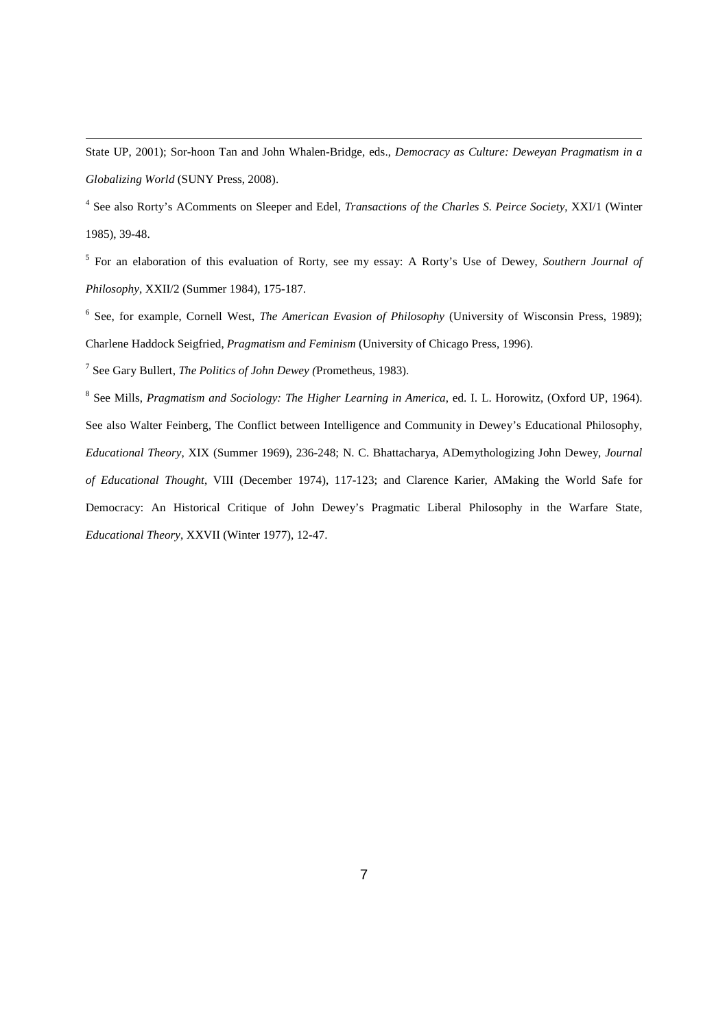State UP, 2001); Sor-hoon Tan and John Whalen-Bridge, eds., *Democracy as Culture: Deweyan Pragmatism in a Globalizing World* (SUNY Press, 2008).

[4] See also Rorty's AComments on Sleeper and Edel, *Transactions of the Charles S. Peirce Society*, XXI/1 (Winter 1985), 39-48.

[5] For an elaboration of this evaluation of Rorty, see my essay: A Rorty's Use of Dewey, *Southern Journal of Philosophy*, XXII/2 (Summer 1984), 175-187.

[6] See, for example, Cornell West, *The American Evasion of Philosophy* (University of Wisconsin Press, 1989); Charlene Haddock Seigfried, *Pragmatism and Feminism* (University of Chicago Press, 1996).

[7] See Gary Bullert, *The Politics of John Dewey (*Prometheus, 1983).

[8] See Mills, *Pragmatism and Sociology: The Higher Learning in America*, ed. I. L. Horowitz, (Oxford UP, 1964). See also Walter Feinberg, The Conflict between Intelligence and Community in Dewey's Educational Philosophy, *Educational Theory*, XIX (Summer 1969), 236-248; N. C. Bhattacharya, ADemythologizing John Dewey, *Journal of Educational Thought*, VIII (December 1974), 117-123; and Clarence Karier, AMaking the World Safe for Democracy: An Historical Critique of John Dewey's Pragmatic Liberal Philosophy in the Warfare State, *Educational Theory*, XXVII (Winter 1977), 12-47.